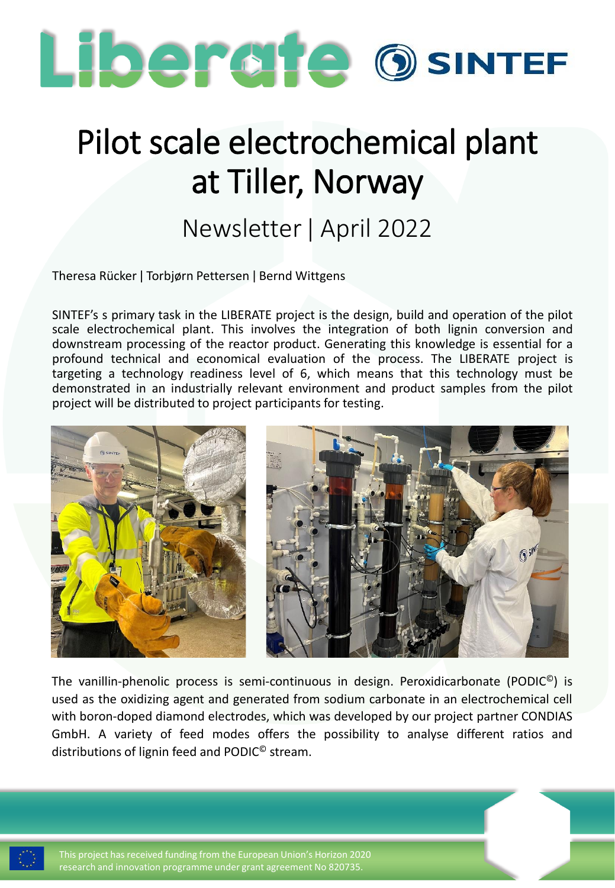Liberate SINTEF

# Pilot scale electrochemical plant at Tiller, Norway

## Newsletter | April 2022

Theresa Rücker | Torbjørn Pettersen | Bernd Wittgens

SINTEF's s primary task in the LIBERATE project is the design, build and operation of the pilot scale electrochemical plant. This involves the integration of both lignin conversion and downstream processing of the reactor product. Generating this knowledge is essential for a profound technical and economical evaluation of the process. The LIBERATE project is targeting a technology readiness level of 6, which means that this technology must be demonstrated in an industrially relevant environment and product samples from the pilot project will be distributed to project participants for testing.

The vanillin-phenolic process is semi-continuous in design. Peroxidicarbonate (PODIC©) is used as the oxidizing agent and generated from sodium carbonate in an electrochemical cell with boron-doped diamond electrodes, which was developed by our project partner CONDIAS GmbH. A variety of feed modes offers the possibility to analyse different ratios and distributions of lignin feed and PODIC© stream.

This project has received funding from the European Union's Horizon 2020 research and innovation programme under grant agreement No 820735.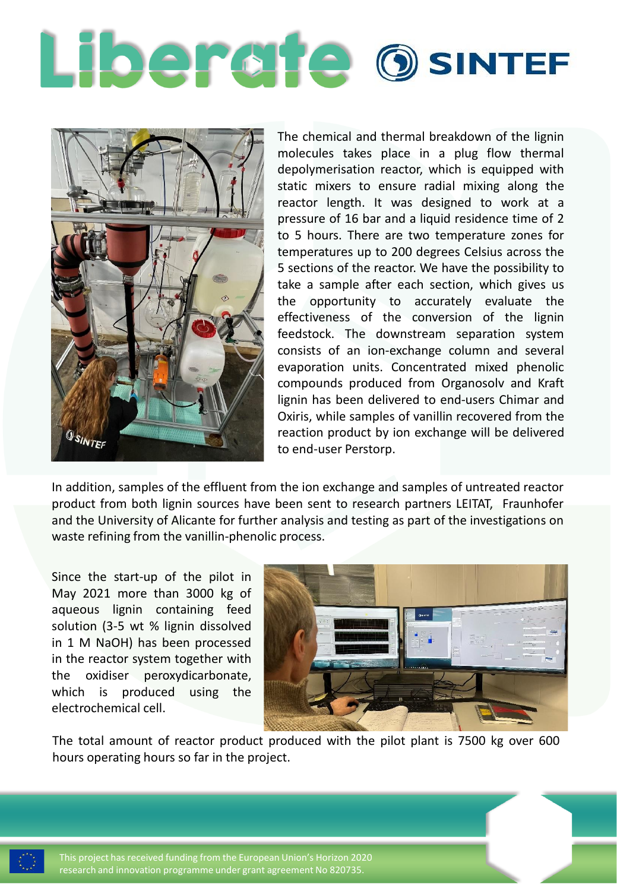# Liberate SINTEF

The chemical and thermal breakdown of the lignin molecules takes place in a plug flow thermal depolymerisation reactor, which is equipped with static mixers to ensure radial mixing along the reactor length. It was designed to work at a pressure of 16 bar and a liquid residence time of 2 to 5 hours. There are two temperature zones for temperatures up to 200 degrees Celsius across the 5 sections of the reactor. We have the possibility to take a sample after each section, which gives us the opportunity to accurately evaluate the effectiveness of the conversion of the lignin feedstock. The downstream separation system consists of an ion-exchange column and several evaporation units. Concentrated mixed phenolic compounds produced from Organosolv and Kraft lignin has been delivered to end-users Chimar and Oxiris, while samples of vanillin recovered from the reaction product by ion exchange will be delivered to end-user Perstorp.

In addition, samples of the effluent from the ion exchange and samples of untreated reactor product from both lignin sources have been sent to research partners LEITAT, Fraunhofer and the University of Alicante for further analysis and testing as part of the investigations on waste refining from the vanillin-phenolic process.

Since the start-up of the pilot in May 2021 more than 3000 kg of aqueous lignin containing feed solution (3-5 wt % lignin dissolved in 1 M NaOH) has been processed in the reactor system together with the oxidiser peroxydicarbonate, which is produced using the electrochemical cell.

The total amount of reactor product produced with the pilot plant is 7500 kg over 600 hours operating hours so far in the project.

This project has received funding from the European Union's Horizon 2020 research and innovation programme under grant agreement No 820735.